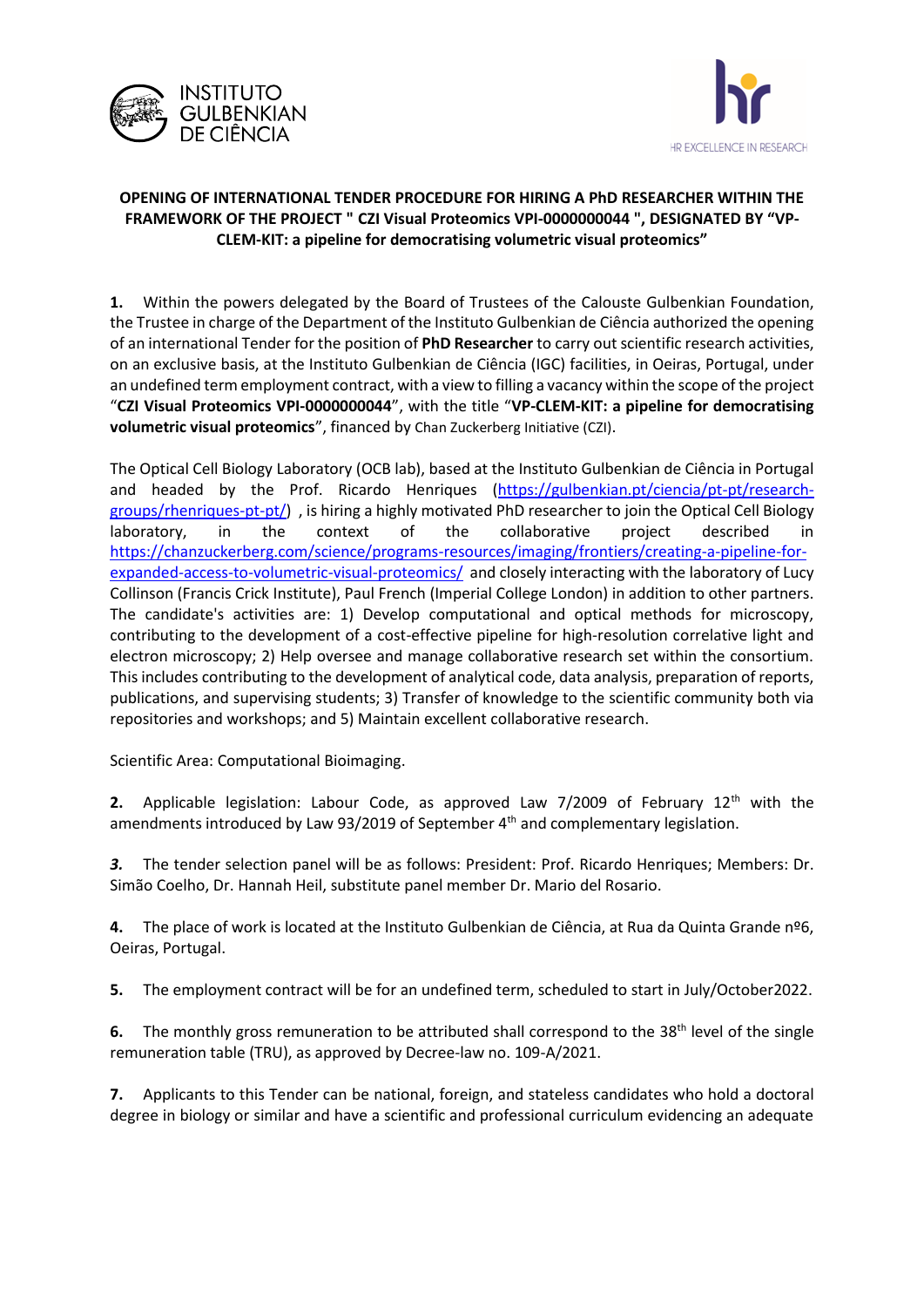**OPENING OF INTERNATIONAL TENDER PROCEDURE FOR HIRING A PhD RESEARCHER WITHIN THE FRAMEWORK OF THE PROJECT " CZI Visual Proteomics VPI-0000000044 ", DESIGNATED BY "VP-CLEM-KIT: a pipeline for democratising volumetric visual proteomics"**

**1.** Within the powers delegated by the Board of Trustees of the Calouste Gulbenkian Foundation, the Trustee in charge of the Department of the Instituto Gulbenkian de Ciência authorized the opening of an international Tender for the position of **PhD Researcher** to carry out scientific research activities, on an exclusive basis, at the Instituto Gulbenkian de Ciência (IGC) facilities, in Oeiras, Portugal, under an undefined term employment contract, with a view to filling a vacancy within the scope of the project "**CZI Visual Proteomics VPI-0000000044**", with the title "**VP-CLEM-KIT: a pipeline for democratising volumetric visual proteomics**", financed by Chan Zuckerberg Initiative (CZI).

The Optical Cell Biology Laboratory (OCB lab), based at the Instituto Gulbenkian de Ciência in Portugal and headed by the Prof. Ricardo Henriques (https://gulbenkian.pt/ciencia/pt-pt/research-groups/rhenriques-pt-pt/) , is hiring a highly motivated PhD researcher to join the Optical Cell Biology laboratory, in the context of the collaborative project described in https://chanzuckerberg.com/science/programs-resources/imaging/frontiers/creating-a-pipeline-for-expanded-access-to-volumetric-visual-proteomics/ and closely interacting with the laboratory of Lucy Collinson (Francis Crick Institute), Paul French (Imperial College London) in addition to other partners. The candidate's activities are: 1) Develop computational and optical methods for microscopy, contributing to the development of a cost-effective pipeline for high-resolution correlative light and electron microscopy; 2) Help oversee and manage collaborative research set within the consortium. This includes contributing to the development of analytical code, data analysis, preparation of reports, publications, and supervising students; 3) Transfer of knowledge to the scientific community both via repositories and workshops; and 5) Maintain excellent collaborative research.

Scientific Area: Computational Bioimaging.

**2.** Applicable legislation: Labour Code, as approved Law 7/2009 of February 12th with the amendments introduced by Law 93/2019 of September 4th and complementary legislation.

***3.*** The tender selection panel will be as follows: President: Prof. Ricardo Henriques; Members: Dr. Simão Coelho, Dr. Hannah Heil, substitute panel member Dr. Mario del Rosario.

**4.** The place of work is located at the Instituto Gulbenkian de Ciência, at Rua da Quinta Grande nº6, Oeiras, Portugal.

**5.** The employment contract will be for an undefined term, scheduled to start in July/October2022.

**6.** The monthly gross remuneration to be attributed shall correspond to the 38th level of the single remuneration table (TRU), as approved by Decree-law no. 109-A/2021.

**7.** Applicants to this Tender can be national, foreign, and stateless candidates who hold a doctoral degree in biology or similar and have a scientific and professional curriculum evidencing an adequate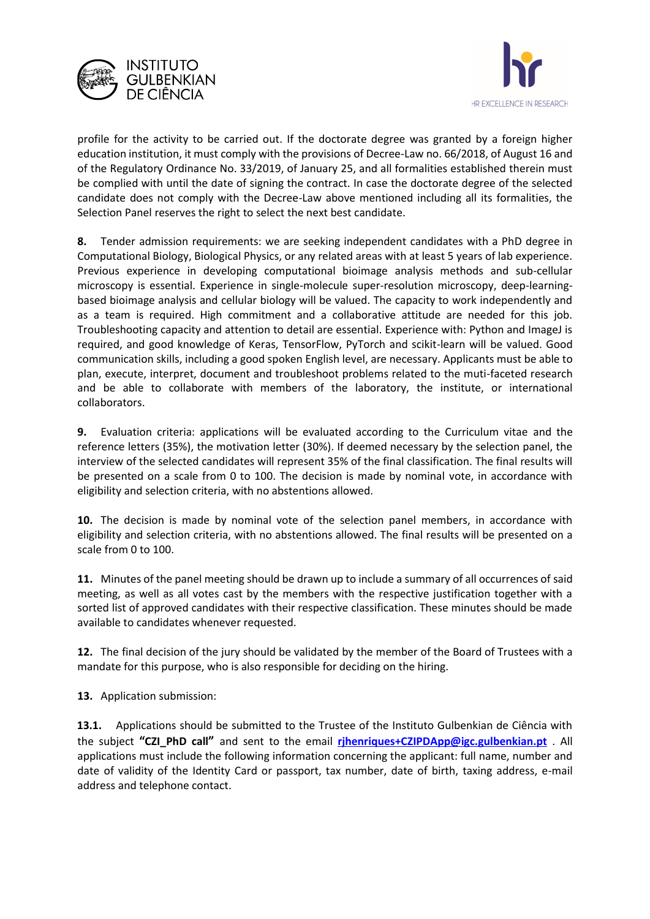profile for the activity to be carried out. If the doctorate degree was granted by a foreign higher education institution, it must comply with the provisions of Decree-Law no. 66/2018, of August 16 and of the Regulatory Ordinance No. 33/2019, of January 25, and all formalities established therein must be complied with until the date of signing the contract. In case the doctorate degree of the selected candidate does not comply with the Decree-Law above mentioned including all its formalities, the Selection Panel reserves the right to select the next best candidate.

**8.** Tender admission requirements: we are seeking independent candidates with a PhD degree in Computational Biology, Biological Physics, or any related areas with at least 5 years of lab experience. Previous experience in developing computational bioimage analysis methods and sub-cellular microscopy is essential. Experience in single-molecule super-resolution microscopy, deep-learning-based bioimage analysis and cellular biology will be valued. The capacity to work independently and as a team is required. High commitment and a collaborative attitude are needed for this job. Troubleshooting capacity and attention to detail are essential. Experience with: Python and ImageJ is required, and good knowledge of Keras, TensorFlow, PyTorch and scikit-learn will be valued. Good communication skills, including a good spoken English level, are necessary. Applicants must be able to plan, execute, interpret, document and troubleshoot problems related to the muti-faceted research and be able to collaborate with members of the laboratory, the institute, or international collaborators.

**9.** Evaluation criteria: applications will be evaluated according to the Curriculum vitae and the reference letters (35%), the motivation letter (30%). If deemed necessary by the selection panel, the interview of the selected candidates will represent 35% of the final classification. The final results will be presented on a scale from 0 to 100. The decision is made by nominal vote, in accordance with eligibility and selection criteria, with no abstentions allowed.

**10.** The decision is made by nominal vote of the selection panel members, in accordance with eligibility and selection criteria, with no abstentions allowed. The final results will be presented on a scale from 0 to 100.

**11.** Minutes of the panel meeting should be drawn up to include a summary of all occurrences of said meeting, as well as all votes cast by the members with the respective justification together with a sorted list of approved candidates with their respective classification. These minutes should be made available to candidates whenever requested.

**12.** The final decision of the jury should be validated by the member of the Board of Trustees with a mandate for this purpose, who is also responsible for deciding on the hiring.

**13.** Application submission:

**13.1.** Applications should be submitted to the Trustee of the Instituto Gulbenkian de Ciência with the subject **"CZI_PhD call"** and sent to the email **rjhenriques+CZIPDApp@igc.gulbenkian.pt** . All applications must include the following information concerning the applicant: full name, number and date of validity of the Identity Card or passport, tax number, date of birth, taxing address, e-mail address and telephone contact.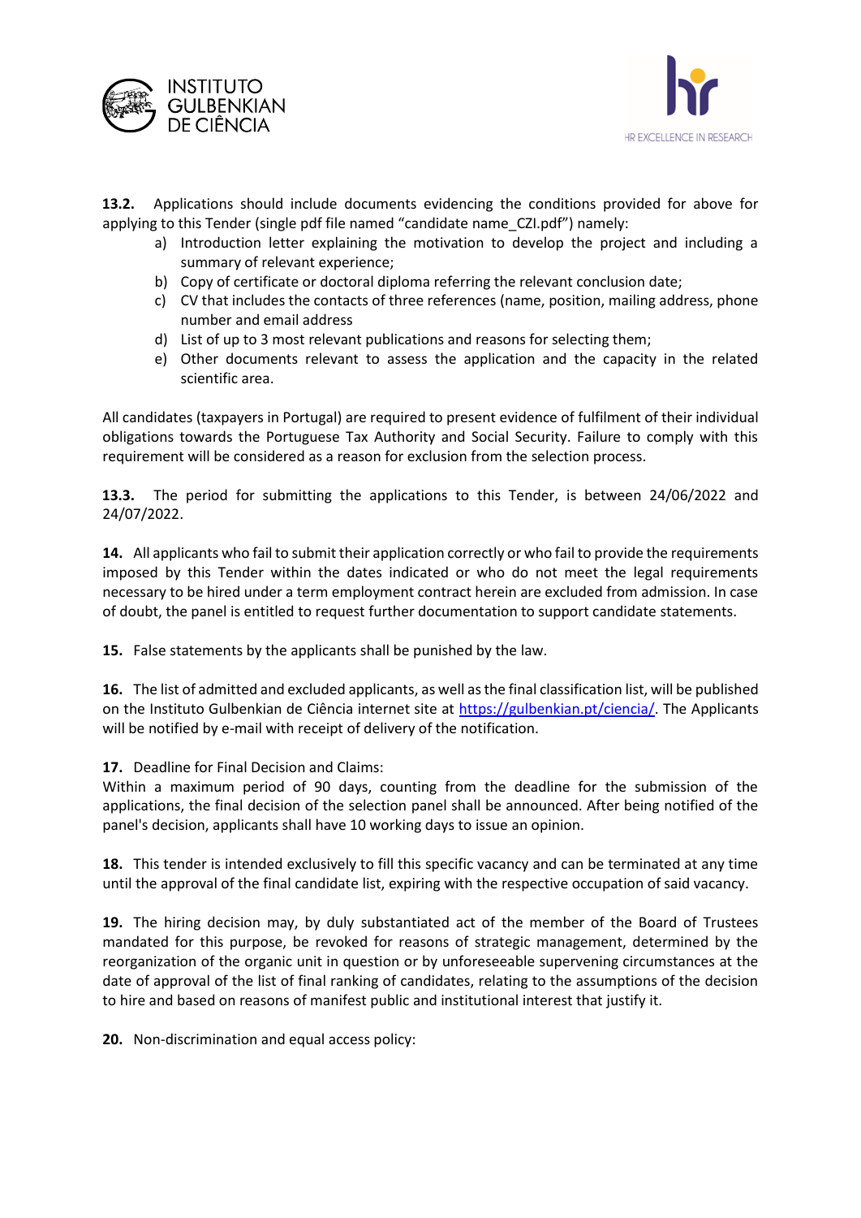**13.2.** Applications should include documents evidencing the conditions provided for above for applying to this Tender (single pdf file named "candidate name_CZI.pdf") namely:

a) Introduction letter explaining the motivation to develop the project and including a summary of relevant experience;
b) Copy of certificate or doctoral diploma referring the relevant conclusion date;
c) CV that includes the contacts of three references (name, position, mailing address, phone number and email address
d) List of up to 3 most relevant publications and reasons for selecting them;
e) Other documents relevant to assess the application and the capacity in the related scientific area.

All candidates (taxpayers in Portugal) are required to present evidence of fulfilment of their individual obligations towards the Portuguese Tax Authority and Social Security. Failure to comply with this requirement will be considered as a reason for exclusion from the selection process.

**13.3.** The period for submitting the applications to this Tender, is between 24/06/2022 and 24/07/2022.

**14.** All applicants who fail to submit their application correctly or who fail to provide the requirements imposed by this Tender within the dates indicated or who do not meet the legal requirements necessary to be hired under a term employment contract herein are excluded from admission. In case of doubt, the panel is entitled to request further documentation to support candidate statements.

**15.** False statements by the applicants shall be punished by the law.

**16.** The list of admitted and excluded applicants, as well as the final classification list, will be published on the Instituto Gulbenkian de Ciência internet site at https://gulbenkian.pt/ciencia/. The Applicants will be notified by e-mail with receipt of delivery of the notification.

**17.** Deadline for Final Decision and Claims:
Within a maximum period of 90 days, counting from the deadline for the submission of the applications, the final decision of the selection panel shall be announced. After being notified of the panel's decision, applicants shall have 10 working days to issue an opinion.

**18.** This tender is intended exclusively to fill this specific vacancy and can be terminated at any time until the approval of the final candidate list, expiring with the respective occupation of said vacancy.

**19.** The hiring decision may, by duly substantiated act of the member of the Board of Trustees mandated for this purpose, be revoked for reasons of strategic management, determined by the reorganization of the organic unit in question or by unforeseeable supervening circumstances at the date of approval of the list of final ranking of candidates, relating to the assumptions of the decision to hire and based on reasons of manifest public and institutional interest that justify it.

**20.** Non-discrimination and equal access policy: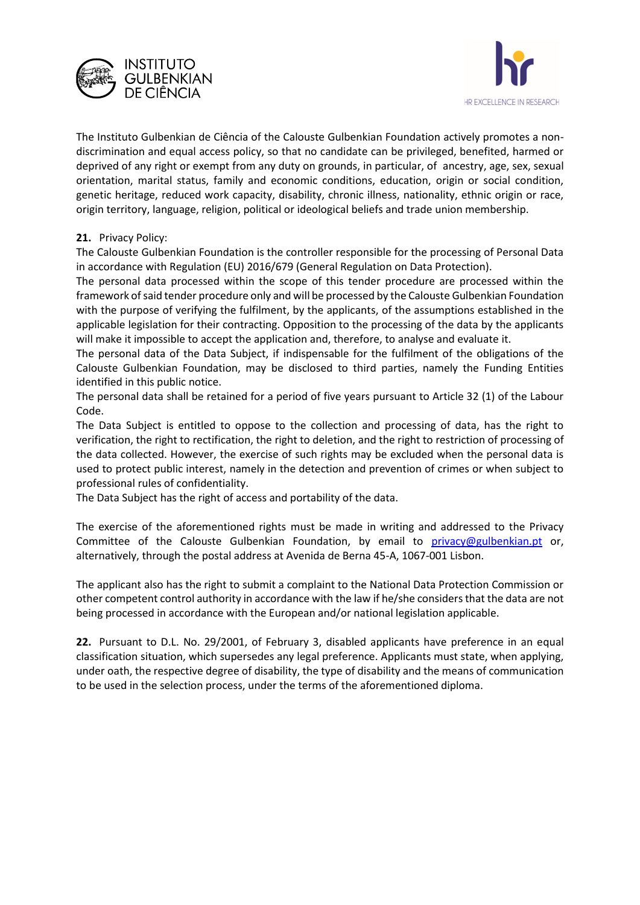The Instituto Gulbenkian de Ciência of the Calouste Gulbenkian Foundation actively promotes a non-discrimination and equal access policy, so that no candidate can be privileged, benefited, harmed or deprived of any right or exempt from any duty on grounds, in particular, of ancestry, age, sex, sexual orientation, marital status, family and economic conditions, education, origin or social condition, genetic heritage, reduced work capacity, disability, chronic illness, nationality, ethnic origin or race, origin territory, language, religion, political or ideological beliefs and trade union membership.

**21.** Privacy Policy:

The Calouste Gulbenkian Foundation is the controller responsible for the processing of Personal Data in accordance with Regulation (EU) 2016/679 (General Regulation on Data Protection).

The personal data processed within the scope of this tender procedure are processed within the framework of said tender procedure only and will be processed by the Calouste Gulbenkian Foundation with the purpose of verifying the fulfilment, by the applicants, of the assumptions established in the applicable legislation for their contracting. Opposition to the processing of the data by the applicants will make it impossible to accept the application and, therefore, to analyse and evaluate it.

The personal data of the Data Subject, if indispensable for the fulfilment of the obligations of the Calouste Gulbenkian Foundation, may be disclosed to third parties, namely the Funding Entities identified in this public notice.

The personal data shall be retained for a period of five years pursuant to Article 32 (1) of the Labour Code.

The Data Subject is entitled to oppose to the collection and processing of data, has the right to verification, the right to rectification, the right to deletion, and the right to restriction of processing of the data collected. However, the exercise of such rights may be excluded when the personal data is used to protect public interest, namely in the detection and prevention of crimes or when subject to professional rules of confidentiality.

The Data Subject has the right of access and portability of the data.

The exercise of the aforementioned rights must be made in writing and addressed to the Privacy Committee of the Calouste Gulbenkian Foundation, by email to privacy@gulbenkian.pt or, alternatively, through the postal address at Avenida de Berna 45-A, 1067-001 Lisbon.

The applicant also has the right to submit a complaint to the National Data Protection Commission or other competent control authority in accordance with the law if he/she considers that the data are not being processed in accordance with the European and/or national legislation applicable.

**22.** Pursuant to D.L. No. 29/2001, of February 3, disabled applicants have preference in an equal classification situation, which supersedes any legal preference. Applicants must state, when applying, under oath, the respective degree of disability, the type of disability and the means of communication to be used in the selection process, under the terms of the aforementioned diploma.